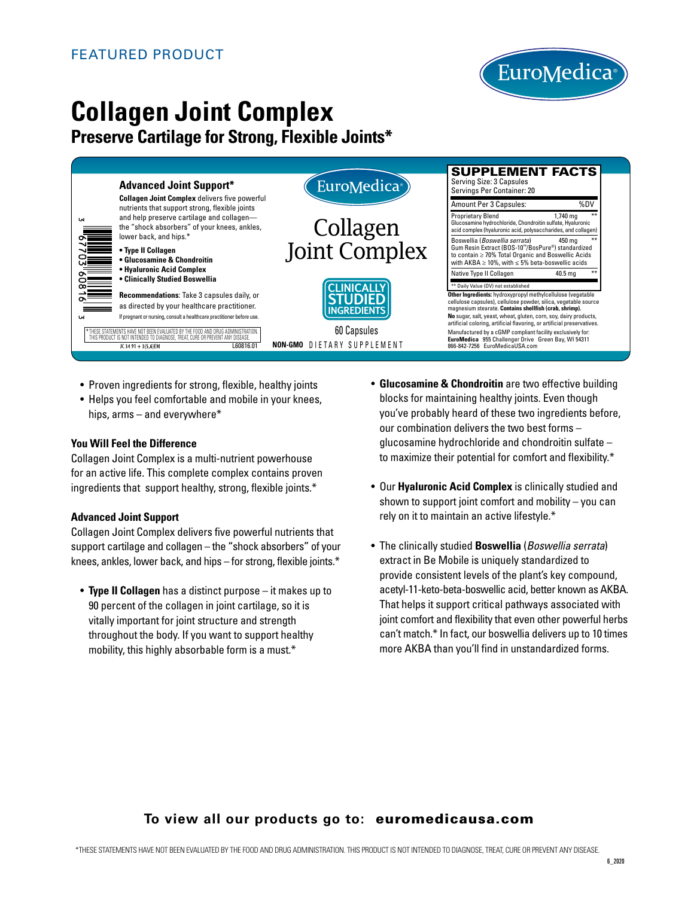FEATURED PRODUCT

EuroMedica®

# Collagen Joint Complex

## Preserve Cartilage for Strong, Flexible Joints*

**Advanced Joint Support***

**Collagen Joint Complex** delivers five powerful nutrients that support strong, flexible joints and help preserve cartilage and collagen—the "shock absorbers" of your knees, ankles, lower back, and hips.*

- **Type II Collagen**
- **Glucosamine & Chondroitin**
- **Hyaluronic Acid Complex**
- **Clinically Studied Boswellia**

**Recommendations**: Take 3 capsules daily, or as directed by your healthcare practitioner.

If pregnant or nursing, consult a healthcare practitioner before use.

*THESE STATEMENTS HAVE NOT BEEN EVALUATED BY THE FOOD AND DRUG ADMINISTRATION. THIS PRODUCT IS NOT INTENDED TO DIAGNOSE, TREAT, CURE OR PREVENT ANY DISEASE.

JC 34 91 + 3(5,6)EM L60816.01

3 67703 60816 3

EuroMedica®

Collagen Joint Complex

CLINICALLY STUDIED INGREDIENTS

60 Capsules

**NON-GMO** DIETARY SUPPLEMENT

**SUPPLEMENT FACTS**

Serving Size: 3 Capsules
Servings Per Container: 20

| Amount Per 3 Capsules: | | %DV |
|---|---|---|
| Proprietary Blend<br>Glucosamine hydrochloride, Chondroitin sulfate, Hyaluronic acid complex (hyaluronic acid, polysaccharides, and collagen) | 1,740 mg | ** |
| Boswellia (*Boswellia serrata*)<br>Gum Resin Extract (BOS-10™/BosPure®) standardized to contain ≥ 70% Total Organic and Boswellic Acids with AKBA ≥ 10%, with ≤ 5% beta-boswellic acids | 450 mg | ** |
| Native Type II Collagen | 40.5 mg | ** |

** Daily Value (DV) not established

**Other Ingredients:** hydroxypropyl methylcellulose (vegetable cellulose capsules), cellulose powder, silica, vegetable source magnesium stearate. **Contains shellfish (crab, shrimp).**

**No** sugar, salt, yeast, wheat, gluten, corn, soy, dairy products, artificial coloring, artificial flavoring, or artificial preservatives.

Manufactured by a cGMP compliant facility exclusively for:
**EuroMedica** 955 Challenger Drive Green Bay, WI 54311
866-842-7256 EuroMedicaUSA.com

- Proven ingredients for strong, flexible, healthy joints
- Helps you feel comfortable and mobile in your knees, hips, arms – and everywhere*

### You Will Feel the Difference

Collagen Joint Complex is a multi-nutrient powerhouse for an active life. This complete complex contains proven ingredients that support healthy, strong, flexible joints.*

### Advanced Joint Support

Collagen Joint Complex delivers five powerful nutrients that support cartilage and collagen – the "shock absorbers" of your knees, ankles, lower back, and hips – for strong, flexible joints.*

- **Type II Collagen** has a distinct purpose – it makes up to 90 percent of the collagen in joint cartilage, so it is vitally important for joint structure and strength throughout the body. If you want to support healthy mobility, this highly absorbable form is a must.*
- **Glucosamine & Chondroitin** are two effective building blocks for maintaining healthy joints. Even though you've probably heard of these two ingredients before, our combination delivers the two best forms – glucosamine hydrochloride and chondroitin sulfate – to maximize their potential for comfort and flexibility.*
- Our **Hyaluronic Acid Complex** is clinically studied and shown to support joint comfort and mobility – you can rely on it to maintain an active lifestyle.*
- The clinically studied **Boswellia** (*Boswellia serrata*) extract in Be Mobile is uniquely standardized to provide consistent levels of the plant's key compound, acetyl-11-keto-beta-boswellic acid, better known as AKBA. That helps it support critical pathways associated with joint comfort and flexibility that even other powerful herbs can't match.* In fact, our boswellia delivers up to 10 times more AKBA than you'll find in unstandardized forms.

**To view all our products go to: euromedicausa.com**

*THESE STATEMENTS HAVE NOT BEEN EVALUATED BY THE FOOD AND DRUG ADMINISTRATION. THIS PRODUCT IS NOT INTENDED TO DIAGNOSE, TREAT, CURE OR PREVENT ANY DISEASE.

6_2020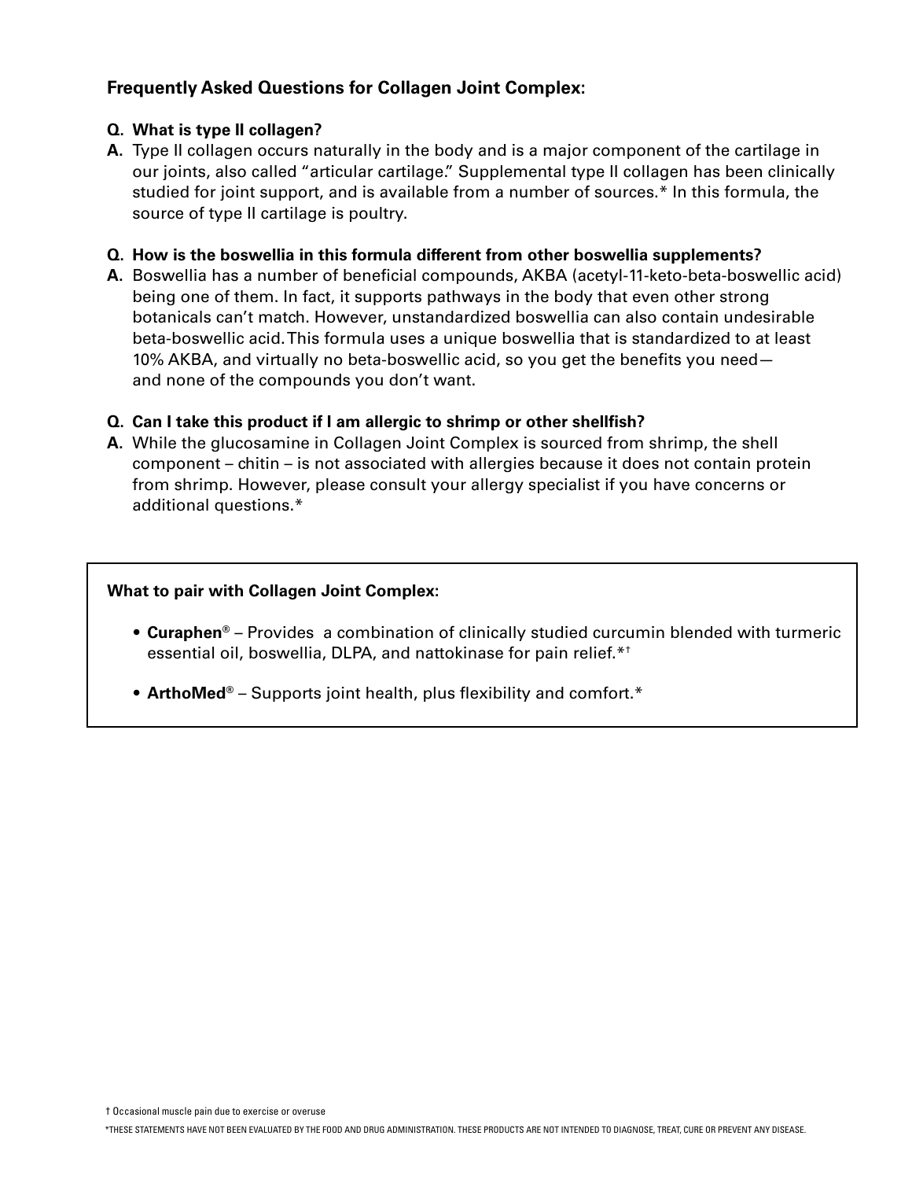### Frequently Asked Questions for Collagen Joint Complex:

**Q. What is type II collagen?**

**A.** Type II collagen occurs naturally in the body and is a major component of the cartilage in our joints, also called "articular cartilage." Supplemental type II collagen has been clinically studied for joint support, and is available from a number of sources.* In this formula, the source of type II cartilage is poultry.

**Q. How is the boswellia in this formula different from other boswellia supplements?**

**A.** Boswellia has a number of beneficial compounds, AKBA (acetyl-11-keto-beta-boswellic acid) being one of them. In fact, it supports pathways in the body that even other strong botanicals can't match. However, unstandardized boswellia can also contain undesirable beta-boswellic acid. This formula uses a unique boswellia that is standardized to at least 10% AKBA, and virtually no beta-boswellic acid, so you get the benefits you need—and none of the compounds you don't want.

**Q. Can I take this product if I am allergic to shrimp or other shellfish?**

**A.** While the glucosamine in Collagen Joint Complex is sourced from shrimp, the shell component – chitin – is not associated with allergies because it does not contain protein from shrimp. However, please consult your allergy specialist if you have concerns or additional questions.*

**What to pair with Collagen Joint Complex:**

- **Curaphen**® – Provides a combination of clinically studied curcumin blended with turmeric essential oil, boswellia, DLPA, and nattokinase for pain relief.*†
- **ArthoMed**® – Supports joint health, plus flexibility and comfort.*

† Occasional muscle pain due to exercise or overuse

*THESE STATEMENTS HAVE NOT BEEN EVALUATED BY THE FOOD AND DRUG ADMINISTRATION. THESE PRODUCTS ARE NOT INTENDED TO DIAGNOSE, TREAT, CURE OR PREVENT ANY DISEASE.